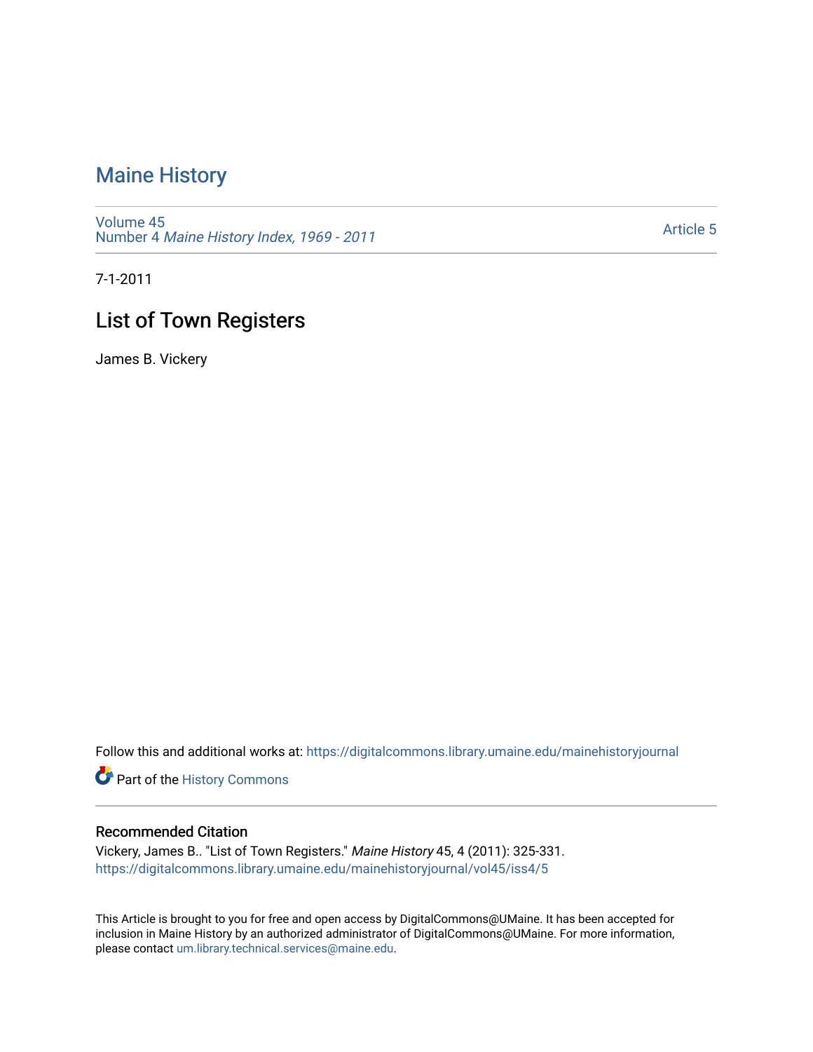# Maine History

Volume 45
Number 4 *Maine History Index, 1969 - 2011*

Article 5

7-1-2011

## List of Town Registers

James B. Vickery

Follow this and additional works at: https://digitalcommons.library.umaine.edu/mainehistoryjournal

Part of the History Commons

### Recommended Citation

Vickery, James B.. "List of Town Registers." *Maine History* 45, 4 (2011): 325-331.
https://digitalcommons.library.umaine.edu/mainehistoryjournal/vol45/iss4/5

This Article is brought to you for free and open access by DigitalCommons@UMaine. It has been accepted for inclusion in Maine History by an authorized administrator of DigitalCommons@UMaine. For more information, please contact um.library.technical.services@maine.edu.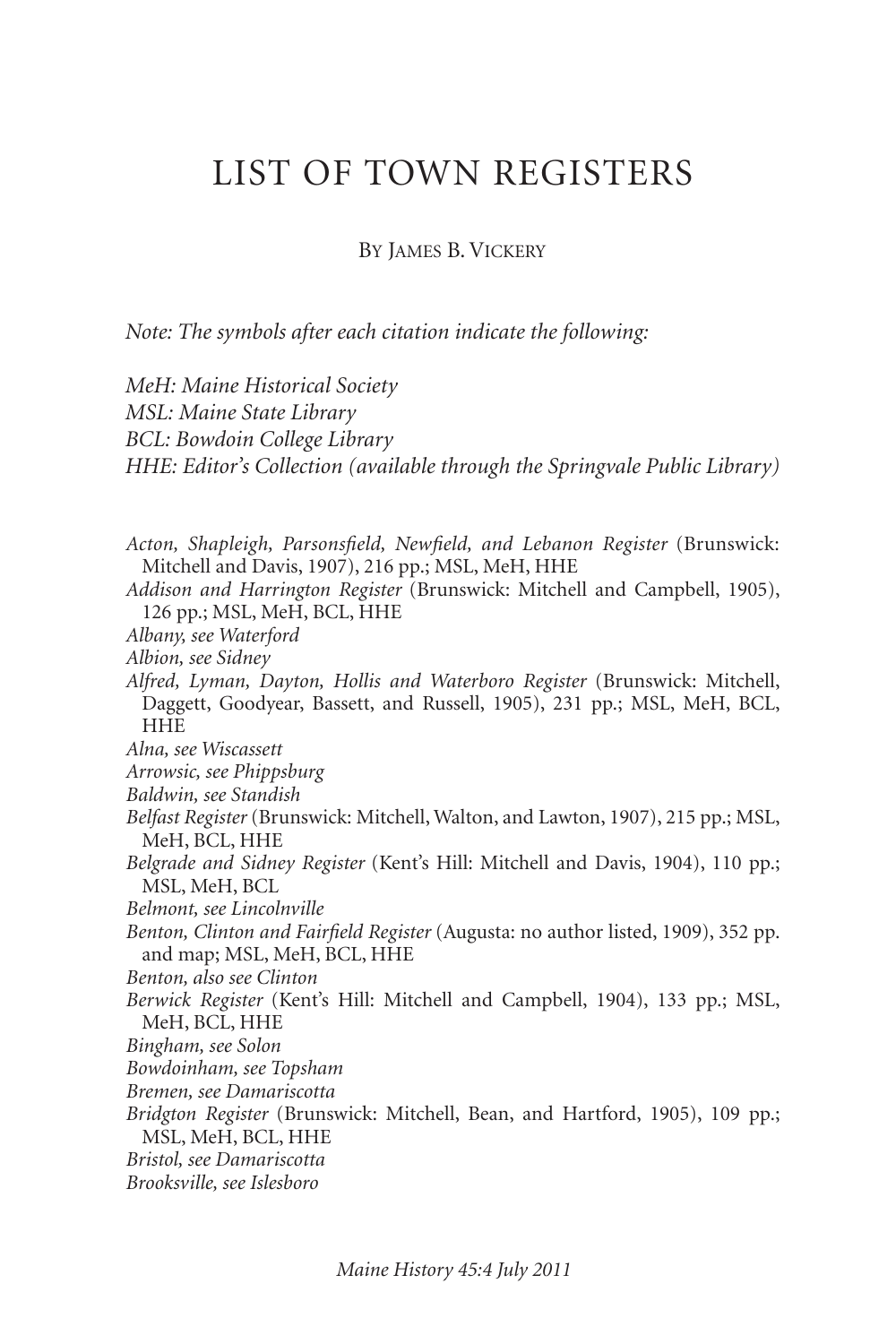# LIST OF TOWN REGISTERS

BY JAMES B. VICKERY

*Note: The symbols after each citation indicate the following:*

*MeH: Maine Historical Society*
*MSL: Maine State Library*
*BCL: Bowdoin College Library*
*HHE: Editor's Collection (available through the Springvale Public Library)*

*Acton, Shapleigh, Parsonsfield, Newfield, and Lebanon Register* (Brunswick: Mitchell and Davis, 1907), 216 pp.; MSL, MeH, HHE

*Addison and Harrington Register* (Brunswick: Mitchell and Campbell, 1905), 126 pp.; MSL, MeH, BCL, HHE

*Albany, see Waterford*

*Albion, see Sidney*

*Alfred, Lyman, Dayton, Hollis and Waterboro Register* (Brunswick: Mitchell, Daggett, Goodyear, Bassett, and Russell, 1905), 231 pp.; MSL, MeH, BCL, HHE

*Alna, see Wiscassett*

*Arrowsic, see Phippsburg*

*Baldwin, see Standish*

*Belfast Register* (Brunswick: Mitchell, Walton, and Lawton, 1907), 215 pp.; MSL, MeH, BCL, HHE

*Belgrade and Sidney Register* (Kent's Hill: Mitchell and Davis, 1904), 110 pp.; MSL, MeH, BCL

*Belmont, see Lincolnville*

*Benton, Clinton and Fairfield Register* (Augusta: no author listed, 1909), 352 pp. and map; MSL, MeH, BCL, HHE

*Benton, also see Clinton*

*Berwick Register* (Kent's Hill: Mitchell and Campbell, 1904), 133 pp.; MSL, MeH, BCL, HHE

*Bingham, see Solon*

*Bowdoinham, see Topsham*

*Bremen, see Damariscotta*

*Bridgton Register* (Brunswick: Mitchell, Bean, and Hartford, 1905), 109 pp.; MSL, MeH, BCL, HHE

*Bristol, see Damariscotta*

*Brooksville, see Islesboro*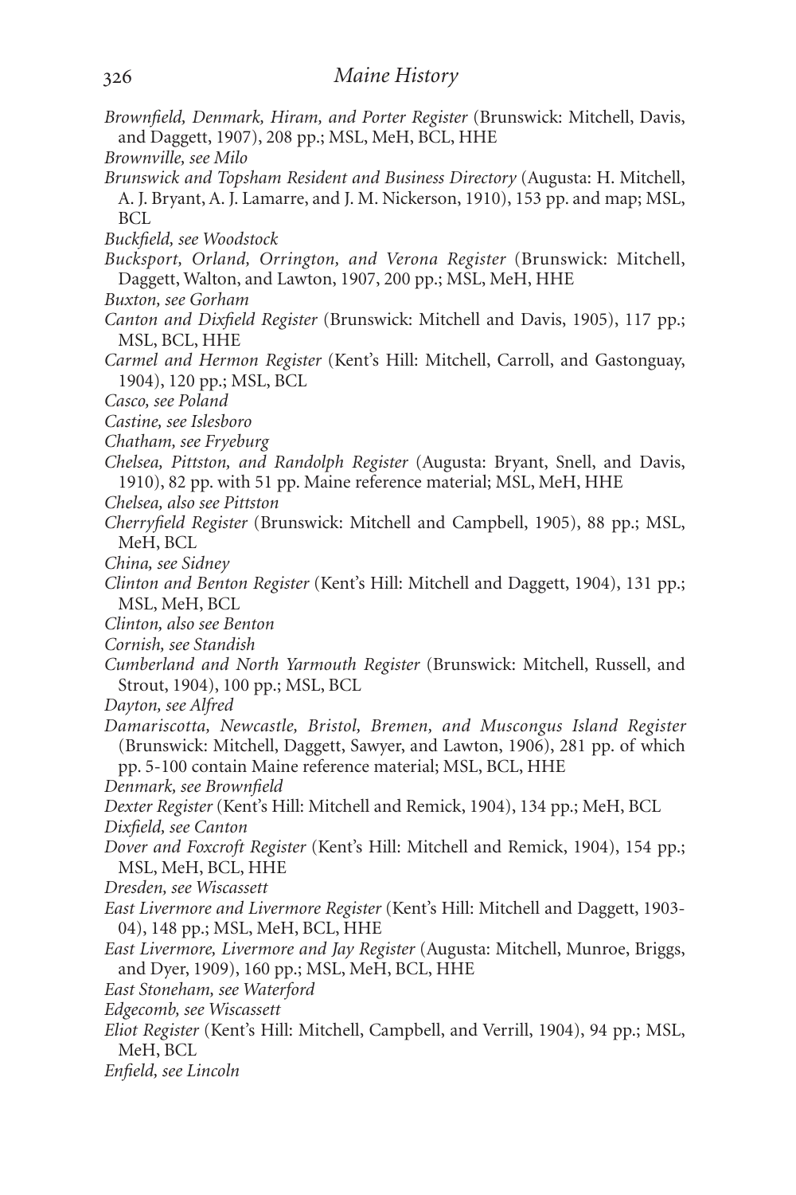*Brownfield, Denmark, Hiram, and Porter Register* (Brunswick: Mitchell, Davis, and Daggett, 1907), 208 pp.; MSL, MeH, BCL, HHE

*Brownville, see Milo*

*Brunswick and Topsham Resident and Business Directory* (Augusta: H. Mitchell, A. J. Bryant, A. J. Lamarre, and J. M. Nickerson, 1910), 153 pp. and map; MSL, BCL

*Buckfield, see Woodstock*

*Bucksport, Orland, Orrington, and Verona Register* (Brunswick: Mitchell, Daggett, Walton, and Lawton, 1907, 200 pp.; MSL, MeH, HHE

*Buxton, see Gorham*

*Canton and Dixfield Register* (Brunswick: Mitchell and Davis, 1905), 117 pp.; MSL, BCL, HHE

*Carmel and Hermon Register* (Kent's Hill: Mitchell, Carroll, and Gastonguay, 1904), 120 pp.; MSL, BCL

*Casco, see Poland*

*Castine, see Islesboro*

*Chatham, see Fryeburg*

*Chelsea, Pittston, and Randolph Register* (Augusta: Bryant, Snell, and Davis, 1910), 82 pp. with 51 pp. Maine reference material; MSL, MeH, HHE

*Chelsea, also see Pittston*

*Cherryfield Register* (Brunswick: Mitchell and Campbell, 1905), 88 pp.; MSL, MeH, BCL

*China, see Sidney*

*Clinton and Benton Register* (Kent's Hill: Mitchell and Daggett, 1904), 131 pp.; MSL, MeH, BCL

*Clinton, also see Benton*

*Cornish, see Standish*

*Cumberland and North Yarmouth Register* (Brunswick: Mitchell, Russell, and Strout, 1904), 100 pp.; MSL, BCL

*Dayton, see Alfred*

*Damariscotta, Newcastle, Bristol, Bremen, and Muscongus Island Register* (Brunswick: Mitchell, Daggett, Sawyer, and Lawton, 1906), 281 pp. of which pp. 5-100 contain Maine reference material; MSL, BCL, HHE

*Denmark, see Brownfield*

*Dexter Register* (Kent's Hill: Mitchell and Remick, 1904), 134 pp.; MeH, BCL

*Dixfield, see Canton*

*Dover and Foxcroft Register* (Kent's Hill: Mitchell and Remick, 1904), 154 pp.; MSL, MeH, BCL, HHE

*Dresden, see Wiscassett*

*East Livermore and Livermore Register* (Kent's Hill: Mitchell and Daggett, 1903-04), 148 pp.; MSL, MeH, BCL, HHE

*East Livermore, Livermore and Jay Register* (Augusta: Mitchell, Munroe, Briggs, and Dyer, 1909), 160 pp.; MSL, MeH, BCL, HHE

*East Stoneham, see Waterford*

*Edgecomb, see Wiscassett*

*Eliot Register* (Kent's Hill: Mitchell, Campbell, and Verrill, 1904), 94 pp.; MSL, MeH, BCL

*Enfield, see Lincoln*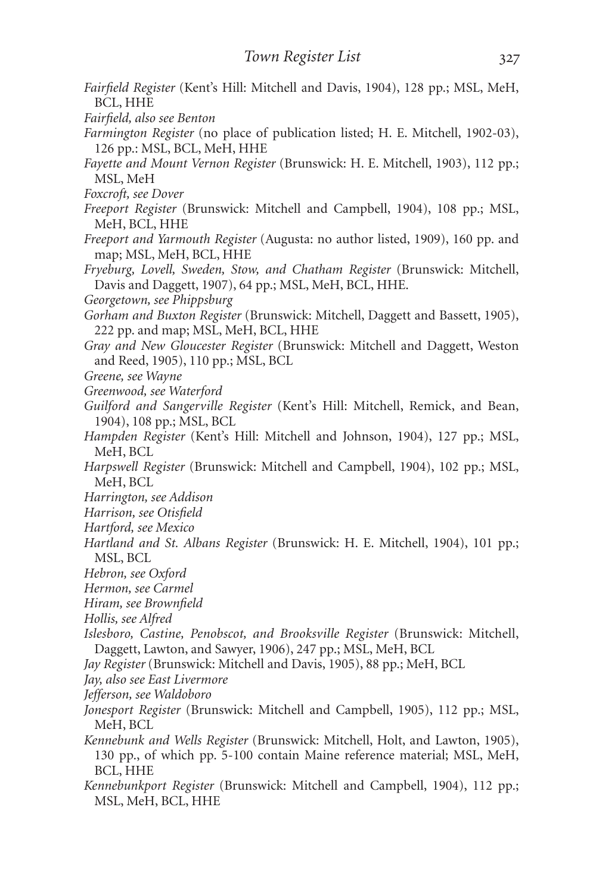*Fairfield Register* (Kent's Hill: Mitchell and Davis, 1904), 128 pp.; MSL, MeH, BCL, HHE

*Fairfield, also see Benton*

*Farmington Register* (no place of publication listed; H. E. Mitchell, 1902-03), 126 pp.: MSL, BCL, MeH, HHE

*Fayette and Mount Vernon Register* (Brunswick: H. E. Mitchell, 1903), 112 pp.; MSL, MeH

*Foxcroft, see Dover*

*Freeport Register* (Brunswick: Mitchell and Campbell, 1904), 108 pp.; MSL, MeH, BCL, HHE

*Freeport and Yarmouth Register* (Augusta: no author listed, 1909), 160 pp. and map; MSL, MeH, BCL, HHE

*Fryeburg, Lovell, Sweden, Stow, and Chatham Register* (Brunswick: Mitchell, Davis and Daggett, 1907), 64 pp.; MSL, MeH, BCL, HHE.

*Georgetown, see Phippsburg*

*Gorham and Buxton Register* (Brunswick: Mitchell, Daggett and Bassett, 1905), 222 pp. and map; MSL, MeH, BCL, HHE

*Gray and New Gloucester Register* (Brunswick: Mitchell and Daggett, Weston and Reed, 1905), 110 pp.; MSL, BCL

*Greene, see Wayne*

*Greenwood, see Waterford*

*Guilford and Sangerville Register* (Kent's Hill: Mitchell, Remick, and Bean, 1904), 108 pp.; MSL, BCL

*Hampden Register* (Kent's Hill: Mitchell and Johnson, 1904), 127 pp.; MSL, MeH, BCL

*Harpswell Register* (Brunswick: Mitchell and Campbell, 1904), 102 pp.; MSL, MeH, BCL

*Harrington, see Addison*

*Harrison, see Otisfield*

*Hartford, see Mexico*

*Hartland and St. Albans Register* (Brunswick: H. E. Mitchell, 1904), 101 pp.; MSL, BCL

*Hebron, see Oxford*

*Hermon, see Carmel*

*Hiram, see Brownfield*

*Hollis, see Alfred*

*Islesboro, Castine, Penobscot, and Brooksville Register* (Brunswick: Mitchell, Daggett, Lawton, and Sawyer, 1906), 247 pp.; MSL, MeH, BCL

*Jay Register* (Brunswick: Mitchell and Davis, 1905), 88 pp.; MeH, BCL

*Jay, also see East Livermore*

*Jefferson, see Waldoboro*

*Jonesport Register* (Brunswick: Mitchell and Campbell, 1905), 112 pp.; MSL, MeH, BCL

*Kennebunk and Wells Register* (Brunswick: Mitchell, Holt, and Lawton, 1905), 130 pp., of which pp. 5-100 contain Maine reference material; MSL, MeH, BCL, HHE

*Kennebunkport Register* (Brunswick: Mitchell and Campbell, 1904), 112 pp.; MSL, MeH, BCL, HHE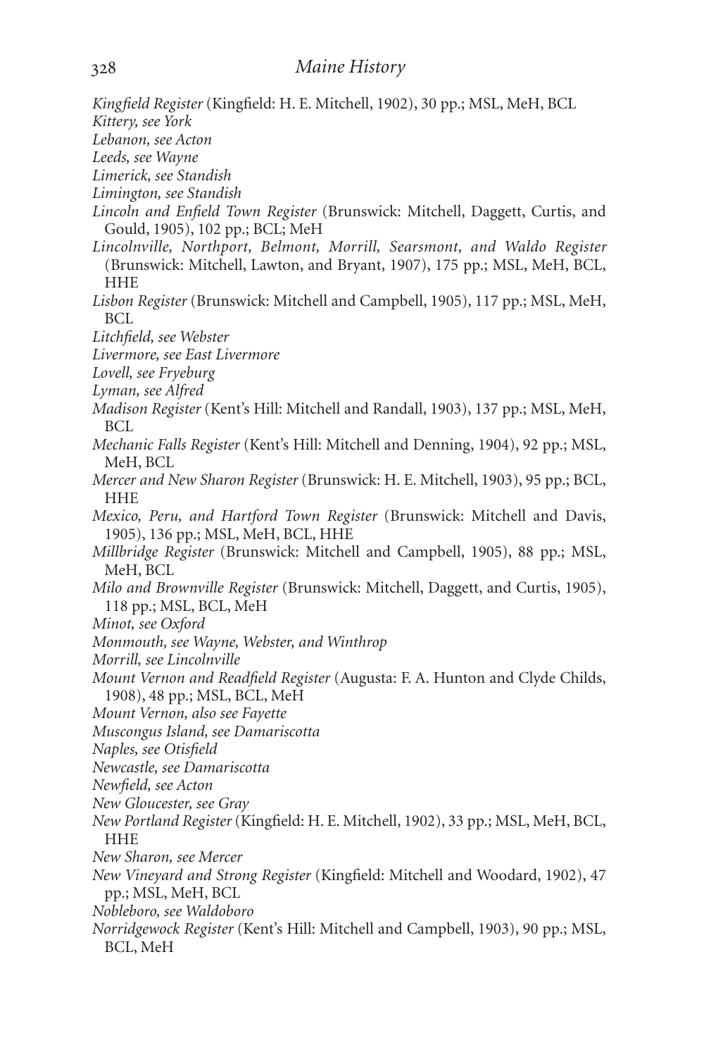*Kingfield Register* (Kingfield: H. E. Mitchell, 1902), 30 pp.; MSL, MeH, BCL

*Kittery, see York*

*Lebanon, see Acton*

*Leeds, see Wayne*

*Limerick, see Standish*

*Limington, see Standish*

*Lincoln and Enfield Town Register* (Brunswick: Mitchell, Daggett, Curtis, and Gould, 1905), 102 pp.; BCL; MeH

*Lincolnville, Northport, Belmont, Morrill, Searsmont, and Waldo Register* (Brunswick: Mitchell, Lawton, and Bryant, 1907), 175 pp.; MSL, MeH, BCL, HHE

*Lisbon Register* (Brunswick: Mitchell and Campbell, 1905), 117 pp.; MSL, MeH, BCL

*Litchfield, see Webster*

*Livermore, see East Livermore*

*Lovell, see Fryeburg*

*Lyman, see Alfred*

*Madison Register* (Kent's Hill: Mitchell and Randall, 1903), 137 pp.; MSL, MeH, BCL

*Mechanic Falls Register* (Kent's Hill: Mitchell and Denning, 1904), 92 pp.; MSL, MeH, BCL

*Mercer and New Sharon Register* (Brunswick: H. E. Mitchell, 1903), 95 pp.; BCL, HHE

*Mexico, Peru, and Hartford Town Register* (Brunswick: Mitchell and Davis, 1905), 136 pp.; MSL, MeH, BCL, HHE

*Millbridge Register* (Brunswick: Mitchell and Campbell, 1905), 88 pp.; MSL, MeH, BCL

*Milo and Brownville Register* (Brunswick: Mitchell, Daggett, and Curtis, 1905), 118 pp.; MSL, BCL, MeH

*Minot, see Oxford*

*Monmouth, see Wayne, Webster, and Winthrop*

*Morrill, see Lincolnville*

*Mount Vernon and Readfield Register* (Augusta: F. A. Hunton and Clyde Childs, 1908), 48 pp.; MSL, BCL, MeH

*Mount Vernon, also see Fayette*

*Muscongus Island, see Damariscotta*

*Naples, see Otisfield*

*Newcastle, see Damariscotta*

*Newfield, see Acton*

*New Gloucester, see Gray*

*New Portland Register* (Kingfield: H. E. Mitchell, 1902), 33 pp.; MSL, MeH, BCL, HHE

*New Sharon, see Mercer*

*New Vineyard and Strong Register* (Kingfield: Mitchell and Woodard, 1902), 47 pp.; MSL, MeH, BCL

*Nobleboro, see Waldoboro*

*Norridgewock Register* (Kent's Hill: Mitchell and Campbell, 1903), 90 pp.; MSL, BCL, MeH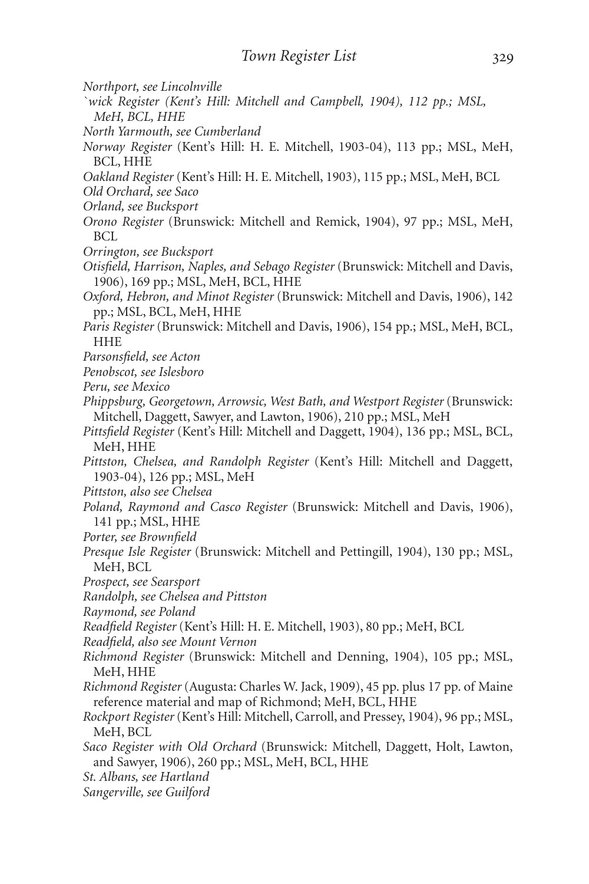*Northport, see Lincolnville*

*`wick Register (Kent's Hill: Mitchell and Campbell, 1904), 112 pp.; MSL, MeH, BCL, HHE*

*North Yarmouth, see Cumberland*

*Norway Register* (Kent's Hill: H. E. Mitchell, 1903-04), 113 pp.; MSL, MeH, BCL, HHE

*Oakland Register* (Kent's Hill: H. E. Mitchell, 1903), 115 pp.; MSL, MeH, BCL

*Old Orchard, see Saco*

*Orland, see Bucksport*

*Orono Register* (Brunswick: Mitchell and Remick, 1904), 97 pp.; MSL, MeH, BCL

*Orrington, see Bucksport*

*Otisfield, Harrison, Naples, and Sebago Register* (Brunswick: Mitchell and Davis, 1906), 169 pp.; MSL, MeH, BCL, HHE

*Oxford, Hebron, and Minot Register* (Brunswick: Mitchell and Davis, 1906), 142 pp.; MSL, BCL, MeH, HHE

*Paris Register* (Brunswick: Mitchell and Davis, 1906), 154 pp.; MSL, MeH, BCL, HHE

*Parsonsfield, see Acton*

*Penobscot, see Islesboro*

*Peru, see Mexico*

*Phippsburg, Georgetown, Arrowsic, West Bath, and Westport Register* (Brunswick: Mitchell, Daggett, Sawyer, and Lawton, 1906), 210 pp.; MSL, MeH

*Pittsfield Register* (Kent's Hill: Mitchell and Daggett, 1904), 136 pp.; MSL, BCL, MeH, HHE

*Pittston, Chelsea, and Randolph Register* (Kent's Hill: Mitchell and Daggett, 1903-04), 126 pp.; MSL, MeH

*Pittston, also see Chelsea*

*Poland, Raymond and Casco Register* (Brunswick: Mitchell and Davis, 1906), 141 pp.; MSL, HHE

*Porter, see Brownfield*

*Presque Isle Register* (Brunswick: Mitchell and Pettingill, 1904), 130 pp.; MSL, MeH, BCL

*Prospect, see Searsport*

*Randolph, see Chelsea and Pittston*

*Raymond, see Poland*

*Readfield Register* (Kent's Hill: H. E. Mitchell, 1903), 80 pp.; MeH, BCL

*Readfield, also see Mount Vernon*

*Richmond Register* (Brunswick: Mitchell and Denning, 1904), 105 pp.; MSL, MeH, HHE

*Richmond Register* (Augusta: Charles W. Jack, 1909), 45 pp. plus 17 pp. of Maine reference material and map of Richmond; MeH, BCL, HHE

*Rockport Register* (Kent's Hill: Mitchell, Carroll, and Pressey, 1904), 96 pp.; MSL, MeH, BCL

*Saco Register with Old Orchard* (Brunswick: Mitchell, Daggett, Holt, Lawton, and Sawyer, 1906), 260 pp.; MSL, MeH, BCL, HHE

*St. Albans, see Hartland*

*Sangerville, see Guilford*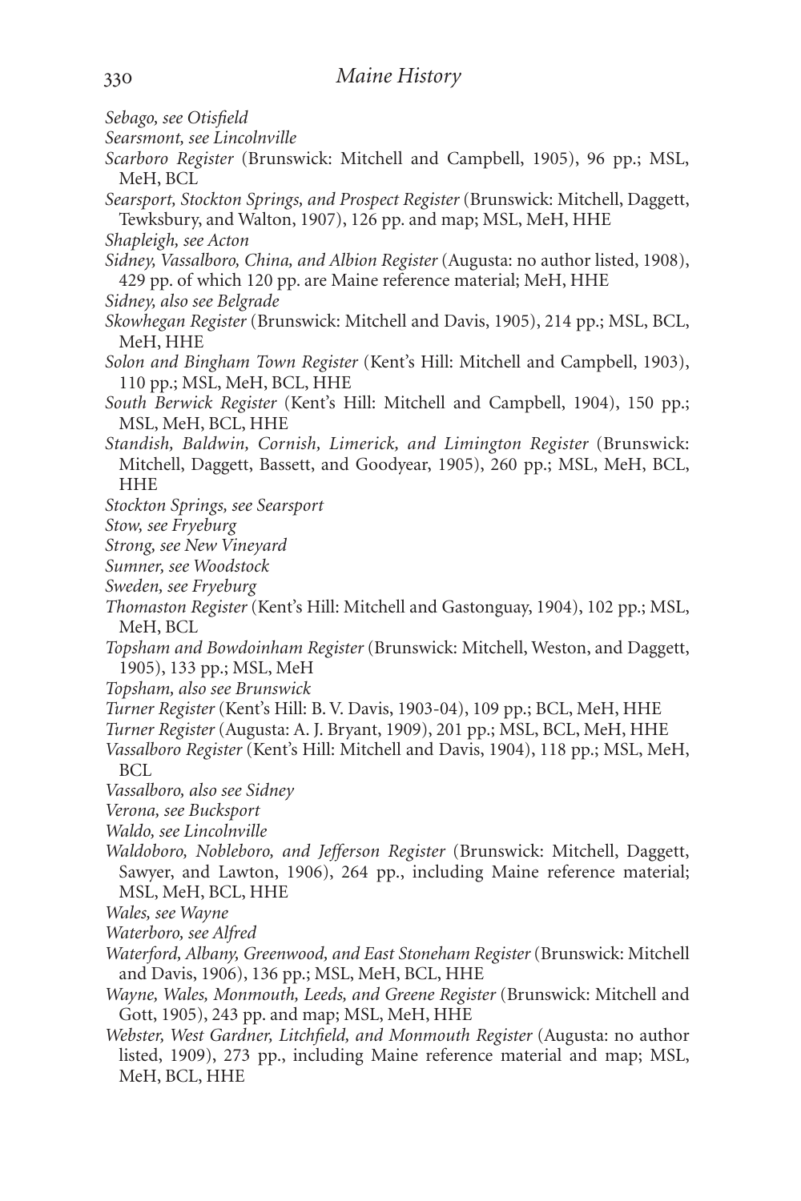*Sebago, see Otisfield*

*Searsmont, see Lincolnville*

*Scarboro Register* (Brunswick: Mitchell and Campbell, 1905), 96 pp.; MSL, MeH, BCL

*Searsport, Stockton Springs, and Prospect Register* (Brunswick: Mitchell, Daggett, Tewksbury, and Walton, 1907), 126 pp. and map; MSL, MeH, HHE

*Shapleigh, see Acton*

*Sidney, Vassalboro, China, and Albion Register* (Augusta: no author listed, 1908), 429 pp. of which 120 pp. are Maine reference material; MeH, HHE

*Sidney, also see Belgrade*

*Skowhegan Register* (Brunswick: Mitchell and Davis, 1905), 214 pp.; MSL, BCL, MeH, HHE

*Solon and Bingham Town Register* (Kent's Hill: Mitchell and Campbell, 1903), 110 pp.; MSL, MeH, BCL, HHE

*South Berwick Register* (Kent's Hill: Mitchell and Campbell, 1904), 150 pp.; MSL, MeH, BCL, HHE

*Standish, Baldwin, Cornish, Limerick, and Limington Register* (Brunswick: Mitchell, Daggett, Bassett, and Goodyear, 1905), 260 pp.; MSL, MeH, BCL, HHE

*Stockton Springs, see Searsport*

*Stow, see Fryeburg*

*Strong, see New Vineyard*

*Sumner, see Woodstock*

*Sweden, see Fryeburg*

*Thomaston Register* (Kent's Hill: Mitchell and Gastonguay, 1904), 102 pp.; MSL, MeH, BCL

*Topsham and Bowdoinham Register* (Brunswick: Mitchell, Weston, and Daggett, 1905), 133 pp.; MSL, MeH

*Topsham, also see Brunswick*

*Turner Register* (Kent's Hill: B. V. Davis, 1903-04), 109 pp.; BCL, MeH, HHE

*Turner Register* (Augusta: A. J. Bryant, 1909), 201 pp.; MSL, BCL, MeH, HHE

*Vassalboro Register* (Kent's Hill: Mitchell and Davis, 1904), 118 pp.; MSL, MeH, BCL

*Vassalboro, also see Sidney*

*Verona, see Bucksport*

*Waldo, see Lincolnville*

*Waldoboro, Nobleboro, and Jefferson Register* (Brunswick: Mitchell, Daggett, Sawyer, and Lawton, 1906), 264 pp., including Maine reference material; MSL, MeH, BCL, HHE

*Wales, see Wayne*

*Waterboro, see Alfred*

*Waterford, Albany, Greenwood, and East Stoneham Register* (Brunswick: Mitchell and Davis, 1906), 136 pp.; MSL, MeH, BCL, HHE

*Wayne, Wales, Monmouth, Leeds, and Greene Register* (Brunswick: Mitchell and Gott, 1905), 243 pp. and map; MSL, MeH, HHE

*Webster, West Gardner, Litchfield, and Monmouth Register* (Augusta: no author listed, 1909), 273 pp., including Maine reference material and map; MSL, MeH, BCL, HHE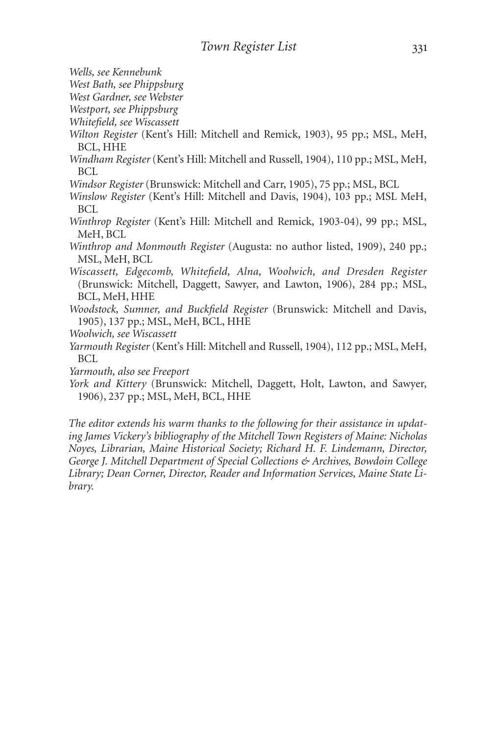*Wells, see Kennebunk*

*West Bath, see Phippsburg*

*West Gardner, see Webster*

*Westport, see Phippsburg*

*Whitefield, see Wiscassett*

*Wilton Register* (Kent's Hill: Mitchell and Remick, 1903), 95 pp.; MSL, MeH, BCL, HHE

*Windham Register* (Kent's Hill: Mitchell and Russell, 1904), 110 pp.; MSL, MeH, BCL

*Windsor Register* (Brunswick: Mitchell and Carr, 1905), 75 pp.; MSL, BCL

*Winslow Register* (Kent's Hill: Mitchell and Davis, 1904), 103 pp.; MSL MeH, BCL

*Winthrop Register* (Kent's Hill: Mitchell and Remick, 1903-04), 99 pp.; MSL, MeH, BCL

*Winthrop and Monmouth Register* (Augusta: no author listed, 1909), 240 pp.; MSL, MeH, BCL

*Wiscassett, Edgecomb, Whitefield, Alna, Woolwich, and Dresden Register* (Brunswick: Mitchell, Daggett, Sawyer, and Lawton, 1906), 284 pp.; MSL, BCL, MeH, HHE

*Woodstock, Sumner, and Buckfield Register* (Brunswick: Mitchell and Davis, 1905), 137 pp.; MSL, MeH, BCL, HHE

*Woolwich, see Wiscassett*

*Yarmouth Register* (Kent's Hill: Mitchell and Russell, 1904), 112 pp.; MSL, MeH, BCL

*Yarmouth, also see Freeport*

*York and Kittery* (Brunswick: Mitchell, Daggett, Holt, Lawton, and Sawyer, 1906), 237 pp.; MSL, MeH, BCL, HHE

*The editor extends his warm thanks to the following for their assistance in updating James Vickery's bibliography of the Mitchell Town Registers of Maine: Nicholas Noyes, Librarian, Maine Historical Society; Richard H. F. Lindemann, Director, George J. Mitchell Department of Special Collections & Archives, Bowdoin College Library; Dean Corner, Director, Reader and Information Services, Maine State Library.*